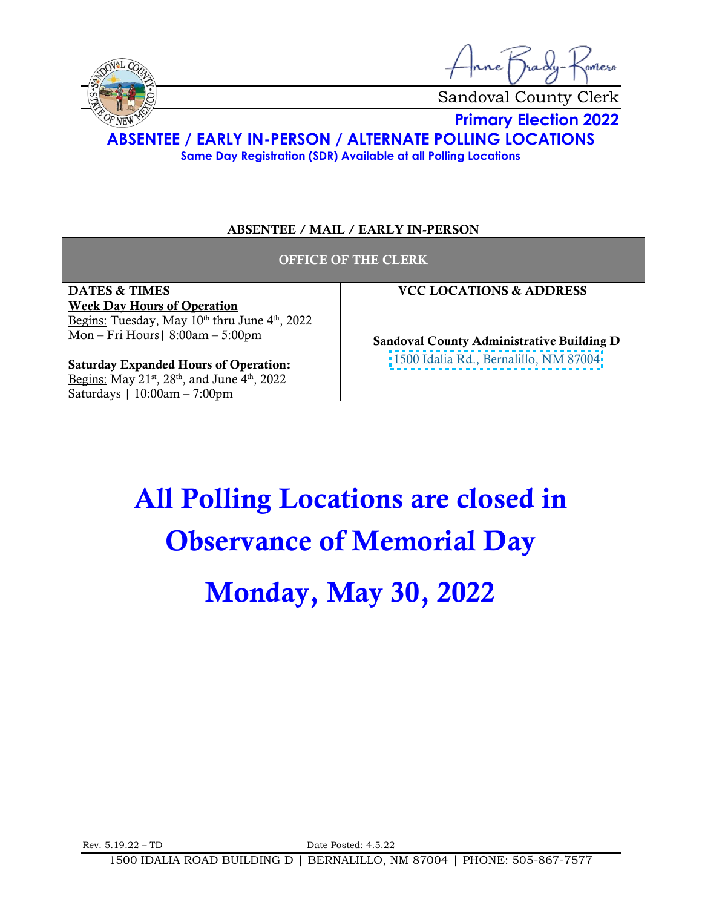Anne Brady-Romero

Sandoval County Clerk

**Primary Election 2022**

# ABSENTEE / EARLY IN-PERSON / ALTERNATE POLLING LOCATIONS

**Same Day Registration (SDR) Available at all Polling Locations**

| ABSENTEE / MAIL / EARLY IN-PERSON | |
|---|---|
| **OFFICE OF THE CLERK** | |
| **DATES & TIMES** | **VCC LOCATIONS & ADDRESS** |
| **Week Day Hours of Operation**<br>Begins: Tuesday, May 10th thru June 4th, 2022<br>Mon – Fri Hours \| 8:00am – 5:00pm<br><br>**Saturday Expanded Hours of Operation:**<br>Begins: May 21st, 28th, and June 4th, 2022<br>Saturdays \| 10:00am – 7:00pm | **Sandoval County Administrative Building D**<br>1500 Idalia Rd., Bernalillo, NM 87004 |

# All Polling Locations are closed in Observance of Memorial Day

# Monday, May 30, 2022

Rev. 5.19.22 – TD Date Posted: 4.5.22

1500 IDALIA ROAD BUILDING D | BERNALILLO, NM 87004 | PHONE: 505-867-7577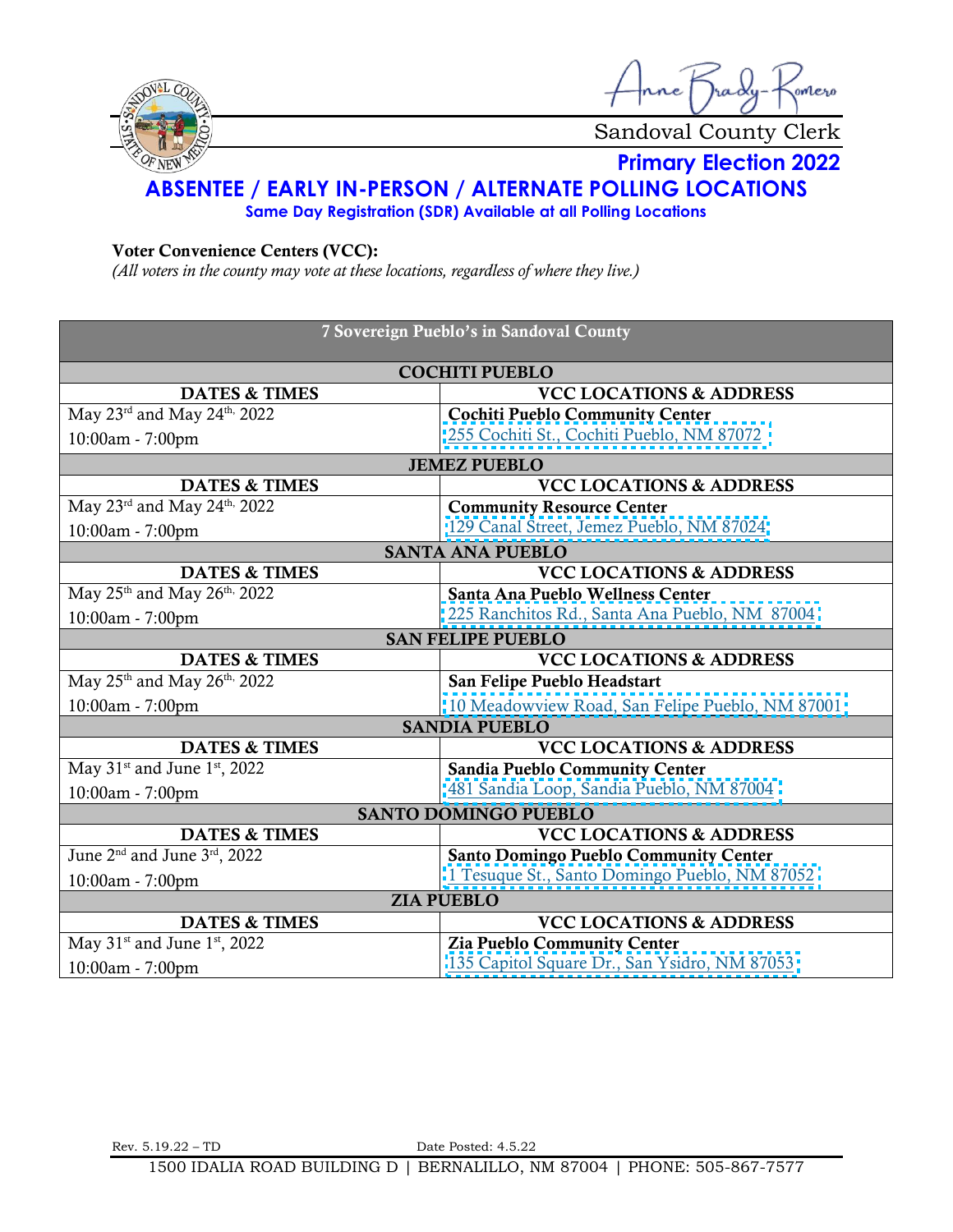Anne Brady-Romero

Sandoval County Clerk

**Primary Election 2022**

## ABSENTEE / EARLY IN-PERSON / ALTERNATE POLLING LOCATIONS

**Same Day Registration (SDR) Available at all Polling Locations**

**Voter Convenience Centers (VCC):**

*(All voters in the county may vote at these locations, regardless of where they live.)*

| 7 Sovereign Pueblo's in Sandoval County | |
|---|---|
| **COCHITI PUEBLO** | |
| **DATES & TIMES** | **VCC LOCATIONS & ADDRESS** |
| May 23rd and May 24th, 2022<br>10:00am - 7:00pm | **Cochiti Pueblo Community Center**<br>255 Cochiti St., Cochiti Pueblo, NM 87072 |
| **JEMEZ PUEBLO** | |
| **DATES & TIMES** | **VCC LOCATIONS & ADDRESS** |
| May 23rd and May 24th, 2022<br>10:00am - 7:00pm | **Community Resource Center**<br>129 Canal Street, Jemez Pueblo, NM 87024 |
| **SANTA ANA PUEBLO** | |
| **DATES & TIMES** | **VCC LOCATIONS & ADDRESS** |
| May 25th and May 26th, 2022<br>10:00am - 7:00pm | **Santa Ana Pueblo Wellness Center**<br>225 Ranchitos Rd., Santa Ana Pueblo, NM 87004 |
| **SAN FELIPE PUEBLO** | |
| **DATES & TIMES** | **VCC LOCATIONS & ADDRESS** |
| May 25th and May 26th, 2022<br>10:00am - 7:00pm | **San Felipe Pueblo Headstart**<br>10 Meadowview Road, San Felipe Pueblo, NM 87001 |
| **SANDIA PUEBLO** | |
| **DATES & TIMES** | **VCC LOCATIONS & ADDRESS** |
| May 31st and June 1st, 2022<br>10:00am - 7:00pm | **Sandia Pueblo Community Center**<br>481 Sandia Loop, Sandia Pueblo, NM 87004 |
| **SANTO DOMINGO PUEBLO** | |
| **DATES & TIMES** | **VCC LOCATIONS & ADDRESS** |
| June 2nd and June 3rd, 2022<br>10:00am - 7:00pm | **Santo Domingo Pueblo Community Center**<br>1 Tesuque St., Santo Domingo Pueblo, NM 87052 |
| **ZIA PUEBLO** | |
| **DATES & TIMES** | **VCC LOCATIONS & ADDRESS** |
| May 31st and June 1st, 2022<br>10:00am - 7:00pm | **Zia Pueblo Community Center**<br>135 Capitol Square Dr., San Ysidro, NM 87053 |

Rev. 5.19.22 – TD Date Posted: 4.5.22

1500 IDALIA ROAD BUILDING D | BERNALILLO, NM 87004 | PHONE: 505-867-7577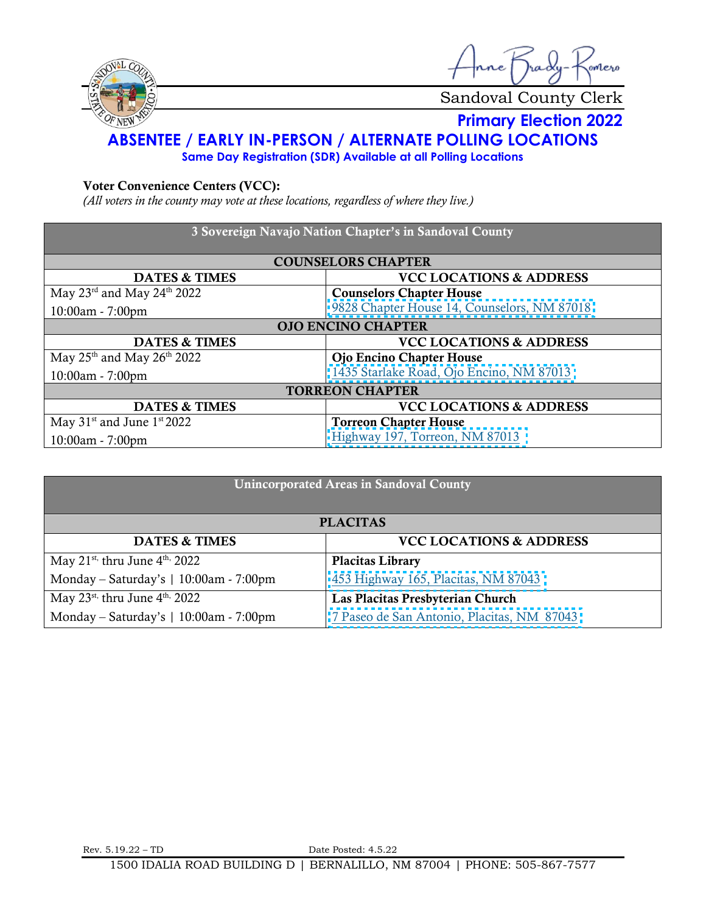Anne Brady-Romero

Sandoval County Clerk

**Primary Election 2022**

# ABSENTEE / EARLY IN-PERSON / ALTERNATE POLLING LOCATIONS

**Same Day Registration (SDR) Available at all Polling Locations**

**Voter Convenience Centers (VCC):**

*(All voters in the county may vote at these locations, regardless of where they live.)*

| 3 Sovereign Navajo Nation Chapter's in Sandoval County | |
|---|---|
| **COUNSELORS CHAPTER** | |
| **DATES & TIMES** | **VCC LOCATIONS & ADDRESS** |
| May 23rd and May 24th 2022<br>10:00am - 7:00pm | **Counselors Chapter House**<br>9828 Chapter House 14, Counselors, NM 87018 |
| **OJO ENCINO CHAPTER** | |
| **DATES & TIMES** | **VCC LOCATIONS & ADDRESS** |
| May 25th and May 26th 2022<br>10:00am - 7:00pm | **Ojo Encino Chapter House**<br>1435 Starlake Road, Ojo Encino, NM 87013 |
| **TORREON CHAPTER** | |
| **DATES & TIMES** | **VCC LOCATIONS & ADDRESS** |
| May 31st and June 1st 2022<br>10:00am - 7:00pm | **Torreon Chapter House**<br>Highway 197, Torreon, NM 87013 |

| Unincorporated Areas in Sandoval County | |
|---|---|
| **PLACITAS** | |
| **DATES & TIMES** | **VCC LOCATIONS & ADDRESS** |
| May 21st, thru June 4th, 2022<br>Monday – Saturday's \| 10:00am - 7:00pm | **Placitas Library**<br>453 Highway 165, Placitas, NM 87043 |
| May 23st, thru June 4th, 2022<br>Monday – Saturday's \| 10:00am - 7:00pm | **Las Placitas Presbyterian Church**<br>7 Paseo de San Antonio, Placitas, NM 87043 |

Rev. 5.19.22 – TD Date Posted: 4.5.22

1500 IDALIA ROAD BUILDING D | BERNALILLO, NM 87004 | PHONE: 505-867-7577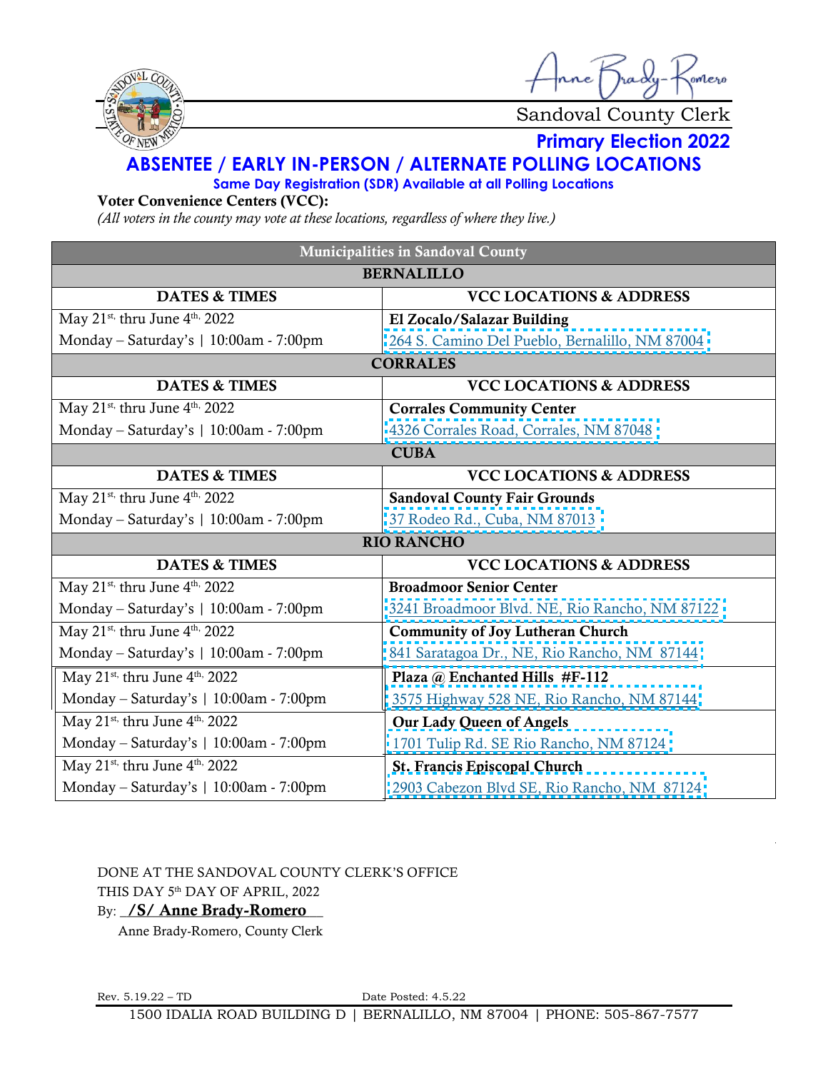Anne Brady-Romero

Sandoval County Clerk

**Primary Election 2022**

# ABSENTEE / EARLY IN-PERSON / ALTERNATE POLLING LOCATIONS

**Same Day Registration (SDR) Available at all Polling Locations**

**Voter Convenience Centers (VCC):**

*(All voters in the county may vote at these locations, regardless of where they live.)*

| Municipalities in Sandoval County | |
|---|---|
| **BERNALILLO** | |
| **DATES & TIMES** | **VCC LOCATIONS & ADDRESS** |
| May 21st, thru June 4th, 2022<br>Monday – Saturday's \| 10:00am - 7:00pm | **El Zocalo/Salazar Building**<br>264 S. Camino Del Pueblo, Bernalillo, NM 87004 |
| **CORRALES** | |
| **DATES & TIMES** | **VCC LOCATIONS & ADDRESS** |
| May 21st, thru June 4th, 2022<br>Monday – Saturday's \| 10:00am - 7:00pm | **Corrales Community Center**<br>4326 Corrales Road, Corrales, NM 87048 |
| **CUBA** | |
| **DATES & TIMES** | **VCC LOCATIONS & ADDRESS** |
| May 21st, thru June 4th, 2022<br>Monday – Saturday's \| 10:00am - 7:00pm | **Sandoval County Fair Grounds**<br>37 Rodeo Rd., Cuba, NM 87013 |
| **RIO RANCHO** | |
| **DATES & TIMES** | **VCC LOCATIONS & ADDRESS** |
| May 21st, thru June 4th, 2022<br>Monday – Saturday's \| 10:00am - 7:00pm | **Broadmoor Senior Center**<br>3241 Broadmoor Blvd. NE, Rio Rancho, NM 87122 |
| May 21st, thru June 4th, 2022<br>Monday – Saturday's \| 10:00am - 7:00pm | **Community of Joy Lutheran Church**<br>841 Saratagoa Dr., NE, Rio Rancho, NM 87144 |
| May 21st, thru June 4th, 2022<br>Monday – Saturday's \| 10:00am - 7:00pm | **Plaza @ Enchanted Hills #F-112**<br>3575 Highway 528 NE, Rio Rancho, NM 87144 |
| May 21st, thru June 4th, 2022<br>Monday – Saturday's \| 10:00am - 7:00pm | **Our Lady Queen of Angels**<br>1701 Tulip Rd. SE Rio Rancho, NM 87124 |
| May 21st, thru June 4th, 2022<br>Monday – Saturday's \| 10:00am - 7:00pm | **St. Francis Episcopal Church**<br>2903 Cabezon Blvd SE, Rio Rancho, NM 87124 |

DONE AT THE SANDOVAL COUNTY CLERK'S OFFICE
THIS DAY 5th DAY OF APRIL, 2022

By: **/S/ Anne Brady-Romero**

Anne Brady-Romero, County Clerk

Rev. 5.19.22 – TD    Date Posted: 4.5.22

1500 IDALIA ROAD BUILDING D | BERNALILLO, NM 87004 | PHONE: 505-867-7577